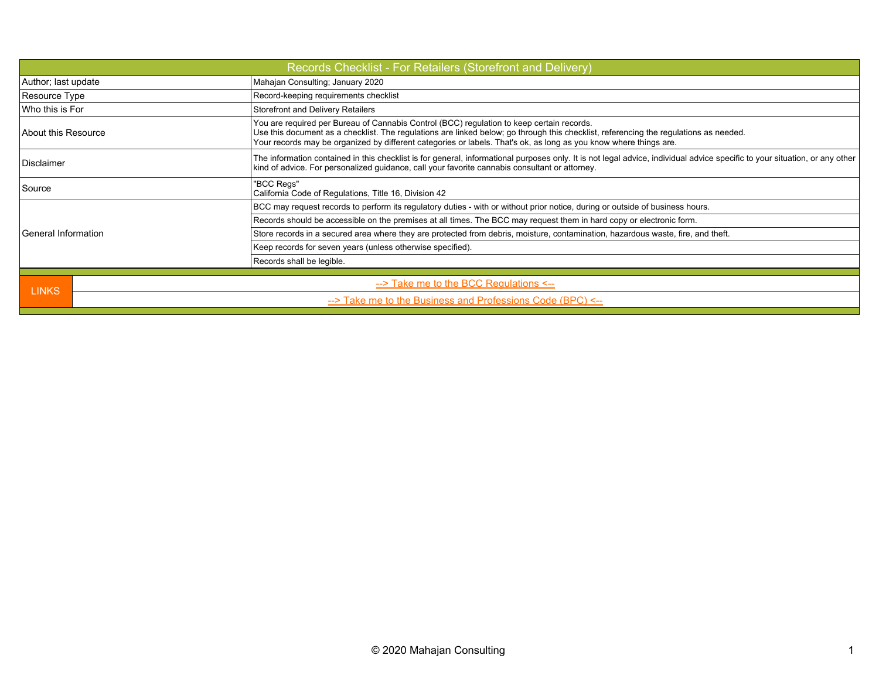# Records Checklist - For Retailers (Storefront and Delivery)

| | |
|---|---|
| Author; last update | Mahajan Consulting; January 2020 |
| Resource Type | Record-keeping requirements checklist |
| Who this is For | Storefront and Delivery Retailers |
| About this Resource | You are required per Bureau of Cannabis Control (BCC) regulation to keep certain records.<br>Use this document as a checklist. The regulations are linked below; go through this checklist, referencing the regulations as needed.<br>Your records may be organized by different categories or labels. That's ok, as long as you know where things are. |
| Disclaimer | The information contained in this checklist is for general, informational purposes only. It is not legal advice, individual advice specific to your situation, or any other kind of advice. For personalized guidance, call your favorite cannabis consultant or attorney. |
| Source | "BCC Regs"<br>California Code of Regulations, Title 16, Division 42 |
| General Information | BCC may request records to perform its regulatory duties - with or without prior notice, during or outside of business hours. |
| | Records should be accessible on the premises at all times. The BCC may request them in hard copy or electronic form. |
| | Store records in a secured area where they are protected from debris, moisture, contamination, hazardous waste, fire, and theft. |
| | Keep records for seven years (unless otherwise specified). |
| | Records shall be legible. |

| | |
|---|---|
| LINKS | --> Take me to the BCC Regulations <-- |
| | --> Take me to the Business and Professions Code (BPC) <-- |

© 2020 Mahajan Consulting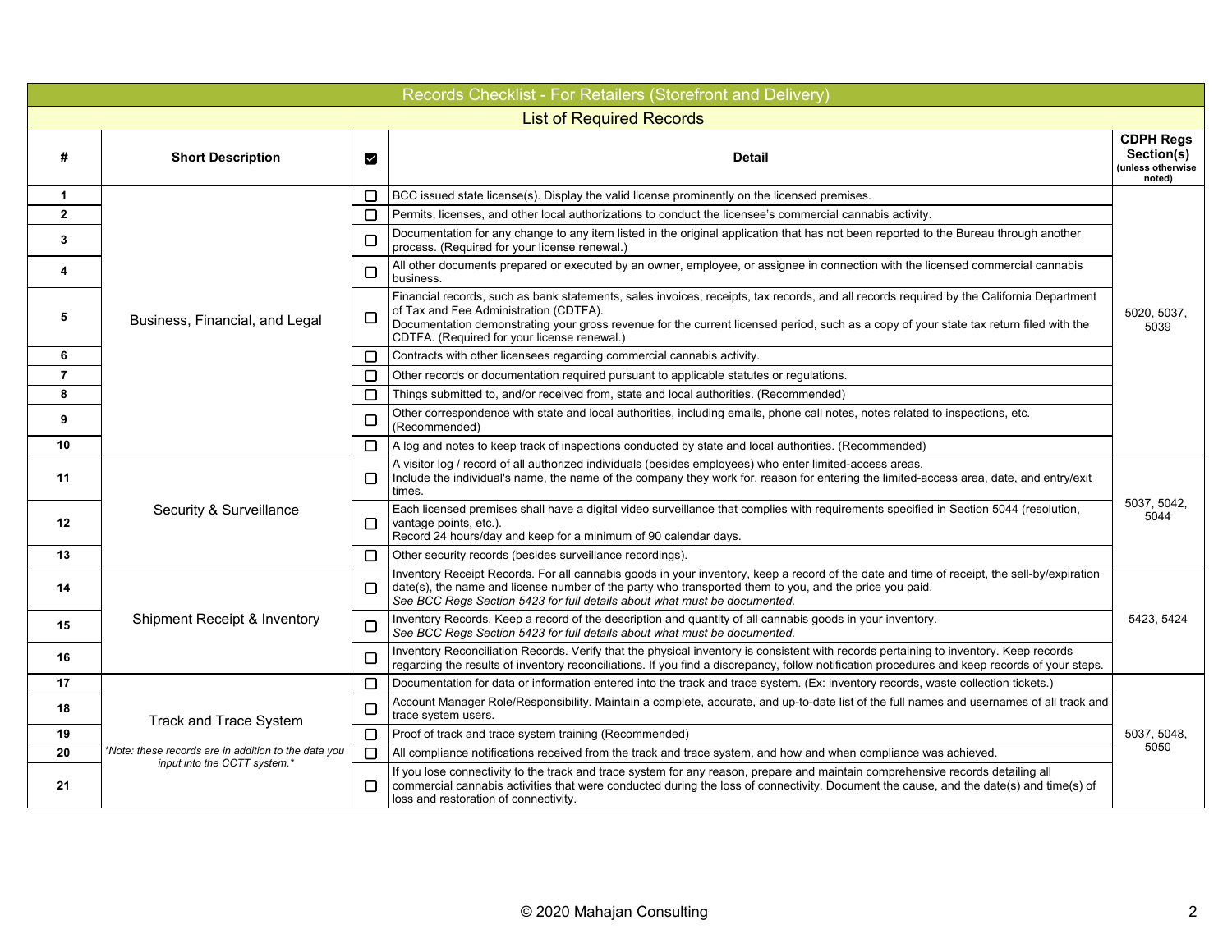## Records Checklist - For Retailers (Storefront and Delivery)

### List of Required Records

| # | Short Description | ☑ | Detail | CDPH Regs Section(s) (unless otherwise noted) |
|---|---|---|---|---|
| 1 | Business, Financial, and Legal | ☐ | BCC issued state license(s). Display the valid license prominently on the licensed premises. | 5020, 5037, 5039 |
| 2 | | ☐ | Permits, licenses, and other local authorizations to conduct the licensee's commercial cannabis activity. | |
| 3 | | ☐ | Documentation for any change to any item listed in the original application that has not been reported to the Bureau through another process. (Required for your license renewal.) | |
| 4 | | ☐ | All other documents prepared or executed by an owner, employee, or assignee in connection with the licensed commercial cannabis business. | |
| 5 | | ☐ | Financial records, such as bank statements, sales invoices, receipts, tax records, and all records required by the California Department of Tax and Fee Administration (CDTFA).<br>Documentation demonstrating your gross revenue for the current licensed period, such as a copy of your state tax return filed with the CDTFA. (Required for your license renewal.) | |
| 6 | | ☐ | Contracts with other licensees regarding commercial cannabis activity. | |
| 7 | | ☐ | Other records or documentation required pursuant to applicable statutes or regulations. | |
| 8 | | ☐ | Things submitted to, and/or received from, state and local authorities. (Recommended) | |
| 9 | | ☐ | Other correspondence with state and local authorities, including emails, phone call notes, notes related to inspections, etc. (Recommended) | |
| 10 | | ☐ | A log and notes to keep track of inspections conducted by state and local authorities. (Recommended) | |
| 11 | Security & Surveillance | ☐ | A visitor log / record of all authorized individuals (besides employees) who enter limited-access areas.<br>Include the individual's name, the name of the company they work for, reason for entering the limited-access area, date, and entry/exit times. | 5037, 5042, 5044 |
| 12 | | ☐ | Each licensed premises shall have a digital video surveillance that complies with requirements specified in Section 5044 (resolution, vantage points, etc.).<br>Record 24 hours/day and keep for a minimum of 90 calendar days. | |
| 13 | | ☐ | Other security records (besides surveillance recordings). | |
| 14 | Shipment Receipt & Inventory | ☐ | Inventory Receipt Records. For all cannabis goods in your inventory, keep a record of the date and time of receipt, the sell-by/expiration date(s), the name and license number of the party who transported them to you, and the price you paid.<br>*See BCC Regs Section 5423 for full details about what must be documented.* | 5423, 5424 |
| 15 | | ☐ | Inventory Records. Keep a record of the description and quantity of all cannabis goods in your inventory.<br>*See BCC Regs Section 5423 for full details about what must be documented.* | |
| 16 | | ☐ | Inventory Reconciliation Records. Verify that the physical inventory is consistent with records pertaining to inventory. Keep records regarding the results of inventory reconciliations. If you find a discrepancy, follow notification procedures and keep records of your steps. | |
| 17 | Track and Trace System<br>*\*Note: these records are in addition to the data you input into the CCTT system.\** | ☐ | Documentation for data or information entered into the track and trace system. (Ex: inventory records, waste collection tickets.) | 5037, 5048, 5050 |
| 18 | | ☐ | Account Manager Role/Responsibility. Maintain a complete, accurate, and up-to-date list of the full names and usernames of all track and trace system users. | |
| 19 | | ☐ | Proof of track and trace system training (Recommended) | |
| 20 | | ☐ | All compliance notifications received from the track and trace system, and how and when compliance was achieved. | |
| 21 | | ☐ | If you lose connectivity to the track and trace system for any reason, prepare and maintain comprehensive records detailing all commercial cannabis activities that were conducted during the loss of connectivity. Document the cause, and the date(s) and time(s) of loss and restoration of connectivity. | |

© 2020 Mahajan Consulting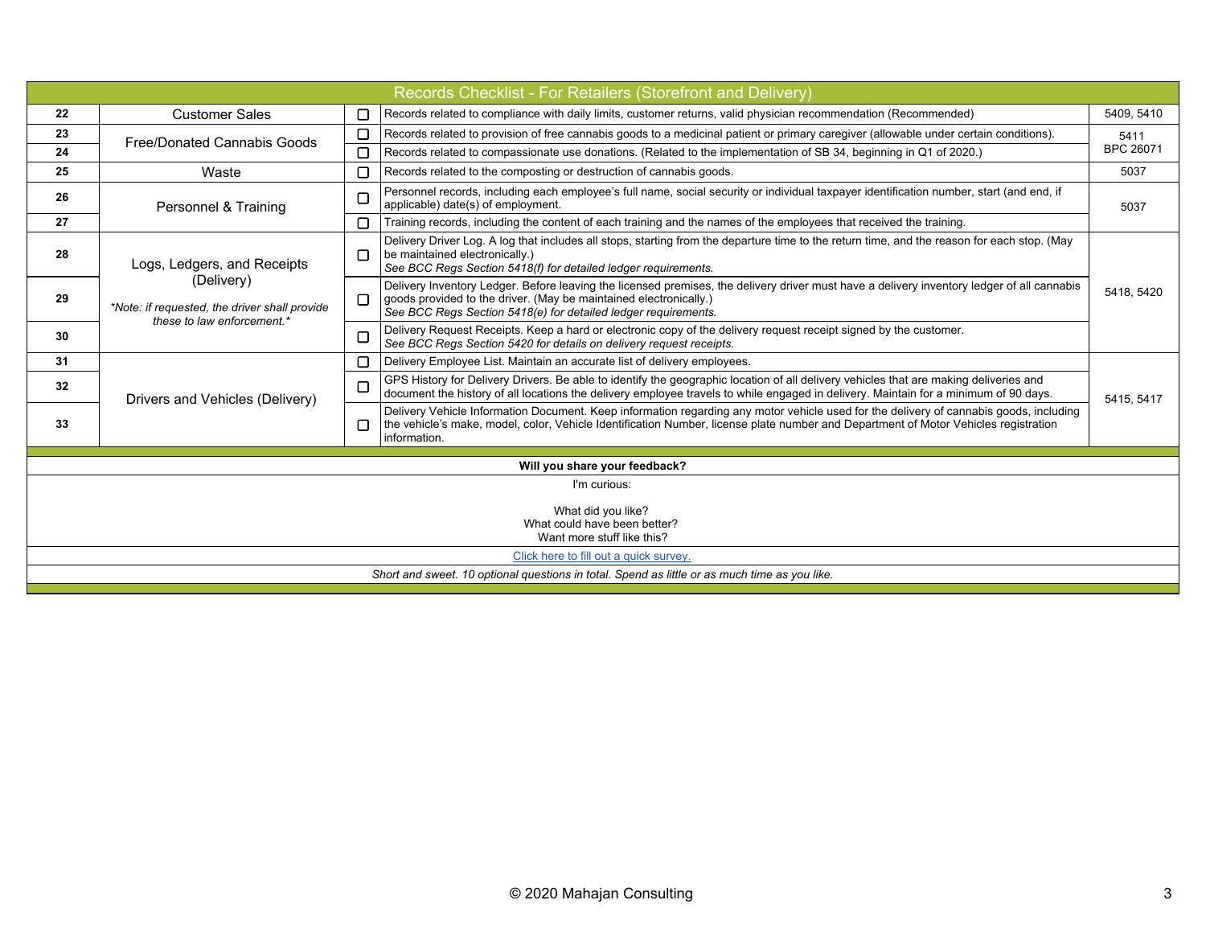| Records Checklist - For Retailers (Storefront and Delivery) | | | | |
|---|---|---|---|---|
| 22 | Customer Sales | ☐ | Records related to compliance with daily limits, customer returns, valid physician recommendation (Recommended) | 5409, 5410 |
| 23 | Free/Donated Cannabis Goods | ☐ | Records related to provision of free cannabis goods to a medicinal patient or primary caregiver (allowable under certain conditions). | 5411 BPC 26071 |
| 24 | | ☐ | Records related to compassionate use donations. (Related to the implementation of SB 34, beginning in Q1 of 2020.) | |
| 25 | Waste | ☐ | Records related to the composting or destruction of cannabis goods. | 5037 |
| 26 | Personnel & Training | ☐ | Personnel records, including each employee's full name, social security or individual taxpayer identification number, start (and end, if applicable) date(s) of employment. | 5037 |
| 27 | | ☐ | Training records, including the content of each training and the names of the employees that received the training. | |
| 28 | Logs, Ledgers, and Receipts (Delivery) *Note: if requested, the driver shall provide these to law enforcement.* | ☐ | Delivery Driver Log. A log that includes all stops, starting from the departure time to the return time, and the reason for each stop. (May be maintained electronically.) *See BCC Regs Section 5418(f) for detailed ledger requirements.* | 5418, 5420 |
| 29 | | ☐ | Delivery Inventory Ledger. Before leaving the licensed premises, the delivery driver must have a delivery inventory ledger of all cannabis goods provided to the driver. (May be maintained electronically.) *See BCC Regs Section 5418(e) for detailed ledger requirements.* | |
| 30 | | ☐ | Delivery Request Receipts. Keep a hard or electronic copy of the delivery request receipt signed by the customer. *See BCC Regs Section 5420 for details on delivery request receipts.* | |
| 31 | Drivers and Vehicles (Delivery) | ☐ | Delivery Employee List. Maintain an accurate list of delivery employees. | 5415, 5417 |
| 32 | | ☐ | GPS History for Delivery Drivers. Be able to identify the geographic location of all delivery vehicles that are making deliveries and document the history of all locations the delivery employee travels to while engaged in delivery. Maintain for a minimum of 90 days. | |
| 33 | | ☐ | Delivery Vehicle Information Document. Keep information regarding any motor vehicle used for the delivery of cannabis goods, including the vehicle's make, model, color, Vehicle Identification Number, license plate number and Department of Motor Vehicles registration information. | |

**Will you share your feedback?**

I'm curious:

What did you like?
What could have been better?
Want more stuff like this?

Click here to fill out a quick survey.

*Short and sweet. 10 optional questions in total. Spend as little or as much time as you like.*

© 2020 Mahajan Consulting